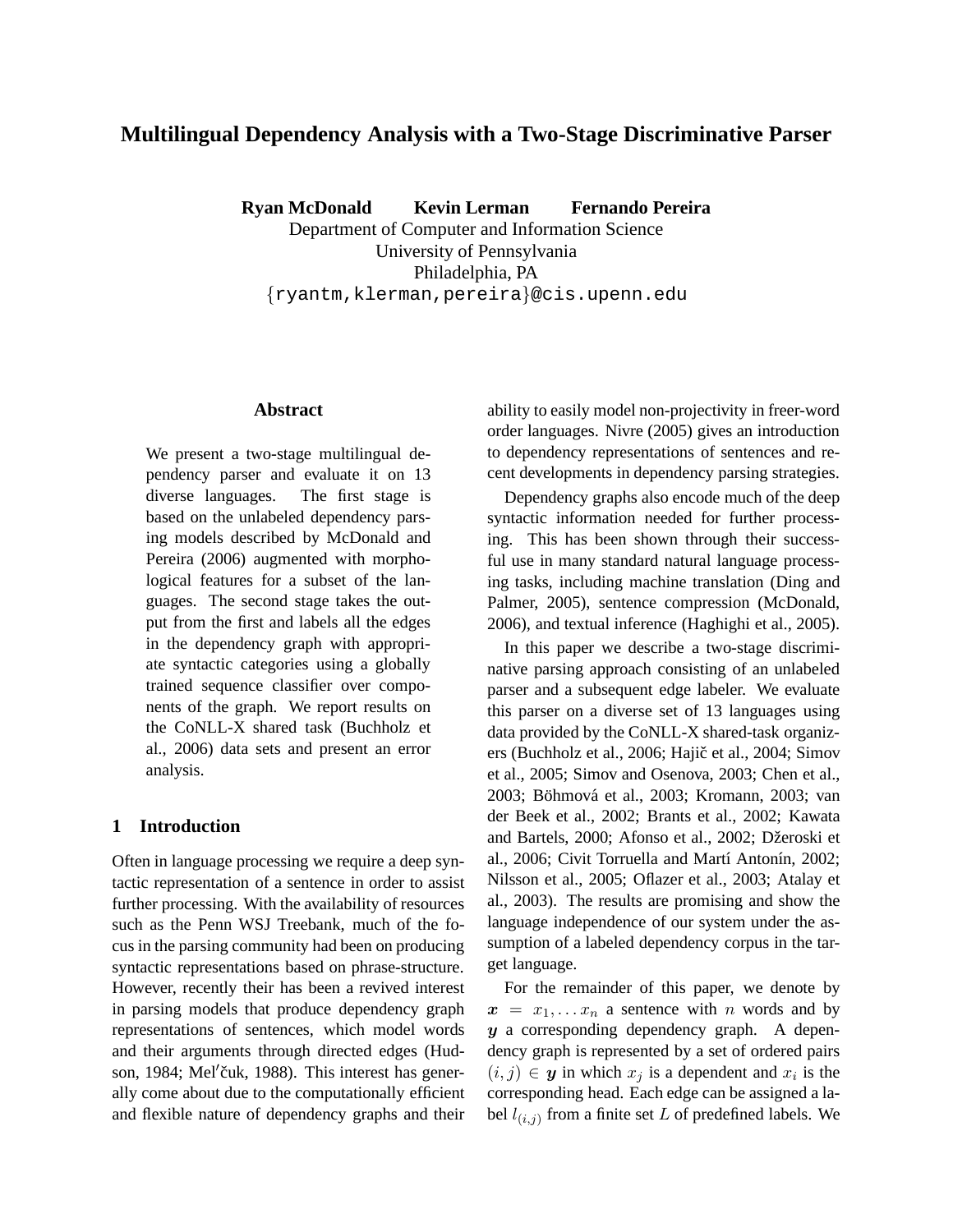# Multilingual Dependency Analysis with a Two-Stage Discriminative Parser

**Ryan McDonald    Kevin Lerman    Fernando Pereira**

Department of Computer and Information Science
University of Pennsylvania
Philadelphia, PA
{ryantm,klerman,pereira}@cis.upenn.edu

## Abstract

We present a two-stage multilingual dependency parser and evaluate it on 13 diverse languages. The first stage is based on the unlabeled dependency parsing models described by McDonald and Pereira (2006) augmented with morphological features for a subset of the languages. The second stage takes the output from the first and labels all the edges in the dependency graph with appropriate syntactic categories using a globally trained sequence classifier over components of the graph. We report results on the CoNLL-X shared task (Buchholz et al., 2006) data sets and present an error analysis.

## 1 Introduction

Often in language processing we require a deep syntactic representation of a sentence in order to assist further processing. With the availability of resources such as the Penn WSJ Treebank, much of the focus in the parsing community had been on producing syntactic representations based on phrase-structure. However, recently their has been a revived interest in parsing models that produce dependency graph representations of sentences, which model words and their arguments through directed edges (Hudson, 1984; Mel′čuk, 1988). This interest has generally come about due to the computationally efficient and flexible nature of dependency graphs and their ability to easily model non-projectivity in freer-word order languages. Nivre (2005) gives an introduction to dependency representations of sentences and recent developments in dependency parsing strategies.

Dependency graphs also encode much of the deep syntactic information needed for further processing. This has been shown through their successful use in many standard natural language processing tasks, including machine translation (Ding and Palmer, 2005), sentence compression (McDonald, 2006), and textual inference (Haghighi et al., 2005).

In this paper we describe a two-stage discriminative parsing approach consisting of an unlabeled parser and a subsequent edge labeler. We evaluate this parser on a diverse set of 13 languages using data provided by the CoNLL-X shared-task organizers (Buchholz et al., 2006; Hajič et al., 2004; Simov et al., 2005; Simov and Osenova, 2003; Chen et al., 2003; Böhmová et al., 2003; Kromann, 2003; van der Beek et al., 2002; Brants et al., 2002; Kawata and Bartels, 2000; Afonso et al., 2002; Džeroski et al., 2006; Civit Torruella and Martí Antonín, 2002; Nilsson et al., 2005; Oflazer et al., 2003; Atalay et al., 2003). The results are promising and show the language independence of our system under the assumption of a labeled dependency corpus in the target language.

For the remainder of this paper, we denote by $\boldsymbol{x} = x_1, \ldots x_n$ a sentence with $n$ words and by $\boldsymbol{y}$ a corresponding dependency graph. A dependency graph is represented by a set of ordered pairs $(i, j) \in \boldsymbol{y}$ in which $x_j$ is a dependent and $x_i$ is the corresponding head. Each edge can be assigned a label $l_{(i,j)}$ from a finite set $L$ of predefined labels. We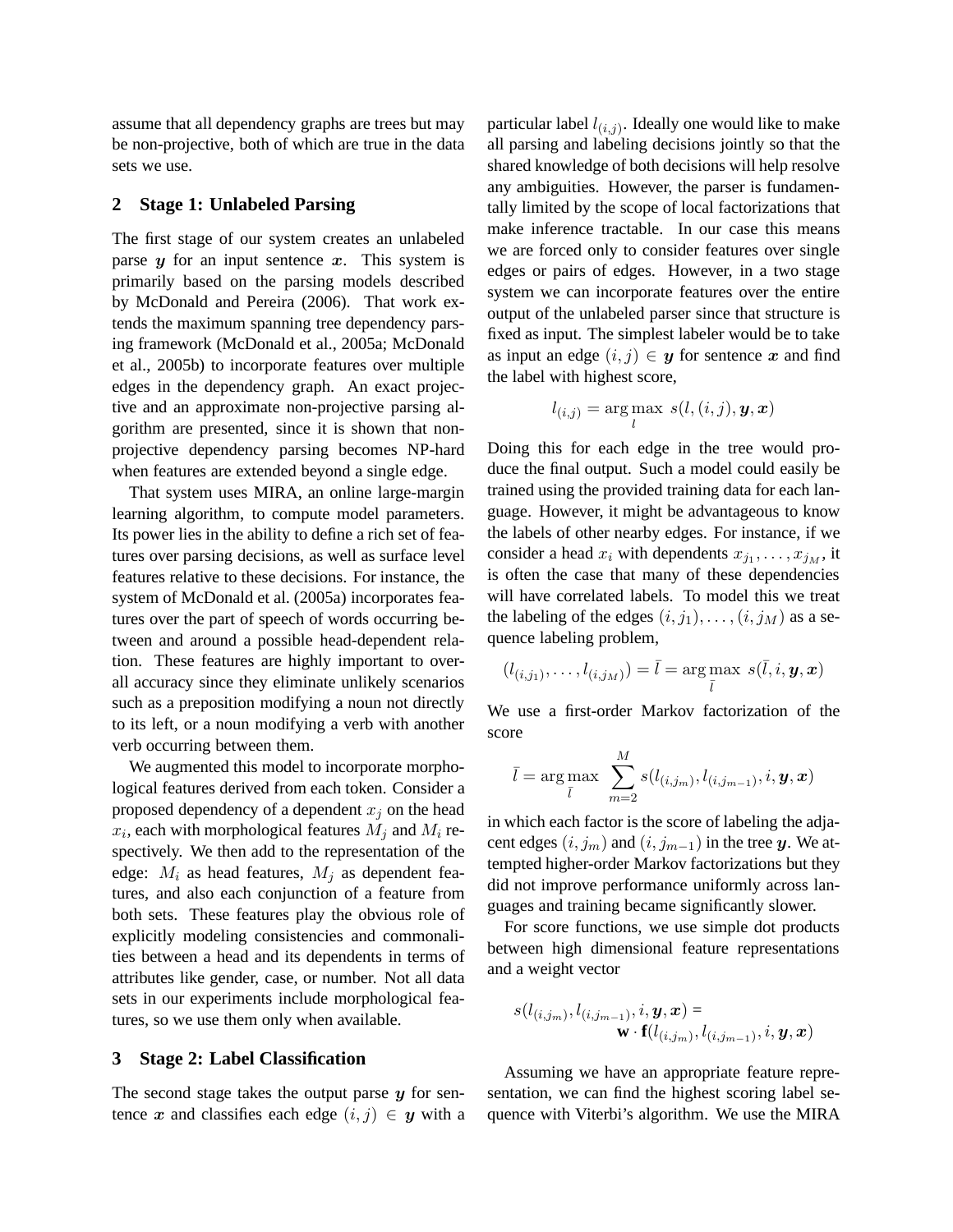assume that all dependency graphs are trees but may be non-projective, both of which are true in the data sets we use.

## 2 Stage 1: Unlabeled Parsing

The first stage of our system creates an unlabeled parse $\boldsymbol{y}$ for an input sentence $\boldsymbol{x}$. This system is primarily based on the parsing models described by McDonald and Pereira (2006). That work extends the maximum spanning tree dependency parsing framework (McDonald et al., 2005a; McDonald et al., 2005b) to incorporate features over multiple edges in the dependency graph. An exact projective and an approximate non-projective parsing algorithm are presented, since it is shown that non-projective dependency parsing becomes NP-hard when features are extended beyond a single edge.

That system uses MIRA, an online large-margin learning algorithm, to compute model parameters. Its power lies in the ability to define a rich set of features over parsing decisions, as well as surface level features relative to these decisions. For instance, the system of McDonald et al. (2005a) incorporates features over the part of speech of words occurring between and around a possible head-dependent relation. These features are highly important to overall accuracy since they eliminate unlikely scenarios such as a preposition modifying a noun not directly to its left, or a noun modifying a verb with another verb occurring between them.

We augmented this model to incorporate morphological features derived from each token. Consider a proposed dependency of a dependent $x_j$ on the head $x_i$, each with morphological features $M_j$ and $M_i$ respectively. We then add to the representation of the edge: $M_i$ as head features, $M_j$ as dependent features, and also each conjunction of a feature from both sets. These features play the obvious role of explicitly modeling consistencies and commonalities between a head and its dependents in terms of attributes like gender, case, or number. Not all data sets in our experiments include morphological features, so we use them only when available.

## 3 Stage 2: Label Classification

The second stage takes the output parse $\boldsymbol{y}$ for sentence $\boldsymbol{x}$ and classifies each edge $(i, j) \in \boldsymbol{y}$ with a particular label $l_{(i,j)}$. Ideally one would like to make all parsing and labeling decisions jointly so that the shared knowledge of both decisions will help resolve any ambiguities. However, the parser is fundamentally limited by the scope of local factorizations that make inference tractable. In our case this means we are forced only to consider features over single edges or pairs of edges. However, in a two stage system we can incorporate features over the entire output of the unlabeled parser since that structure is fixed as input. The simplest labeler would be to take as input an edge $(i, j) \in \boldsymbol{y}$ for sentence $\boldsymbol{x}$ and find the label with highest score,

$$l_{(i,j)} = \arg\max_{l} \; s(l, (i, j), \boldsymbol{y}, \boldsymbol{x})$$

Doing this for each edge in the tree would produce the final output. Such a model could easily be trained using the provided training data for each language. However, it might be advantageous to know the labels of other nearby edges. For instance, if we consider a head $x_i$ with dependents $x_{j_1}, \ldots, x_{j_M}$, it is often the case that many of these dependencies will have correlated labels. To model this we treat the labeling of the edges $(i, j_1), \ldots, (i, j_M)$ as a sequence labeling problem,

$$(l_{(i,j_1)}, \ldots, l_{(i,j_M)}) = \bar{l} = \arg\max_{\bar{l}} \; s(\bar{l}, i, \boldsymbol{y}, \boldsymbol{x})$$

We use a first-order Markov factorization of the score

$$\bar{l} = \arg\max_{\bar{l}} \; \sum_{m=2}^{M} s(l_{(i,j_m)}, l_{(i,j_{m-1})}, i, \boldsymbol{y}, \boldsymbol{x})$$

in which each factor is the score of labeling the adjacent edges $(i, j_m)$ and $(i, j_{m-1})$ in the tree $\boldsymbol{y}$. We attempted higher-order Markov factorizations but they did not improve performance uniformly across languages and training became significantly slower.

For score functions, we use simple dot products between high dimensional feature representations and a weight vector

$$s(l_{(i,j_m)}, l_{(i,j_{m-1})}, i, \boldsymbol{y}, \boldsymbol{x}) = \mathbf{w} \cdot \mathbf{f}(l_{(i,j_m)}, l_{(i,j_{m-1})}, i, \boldsymbol{y}, \boldsymbol{x})$$

Assuming we have an appropriate feature representation, we can find the highest scoring label sequence with Viterbi's algorithm. We use the MIRA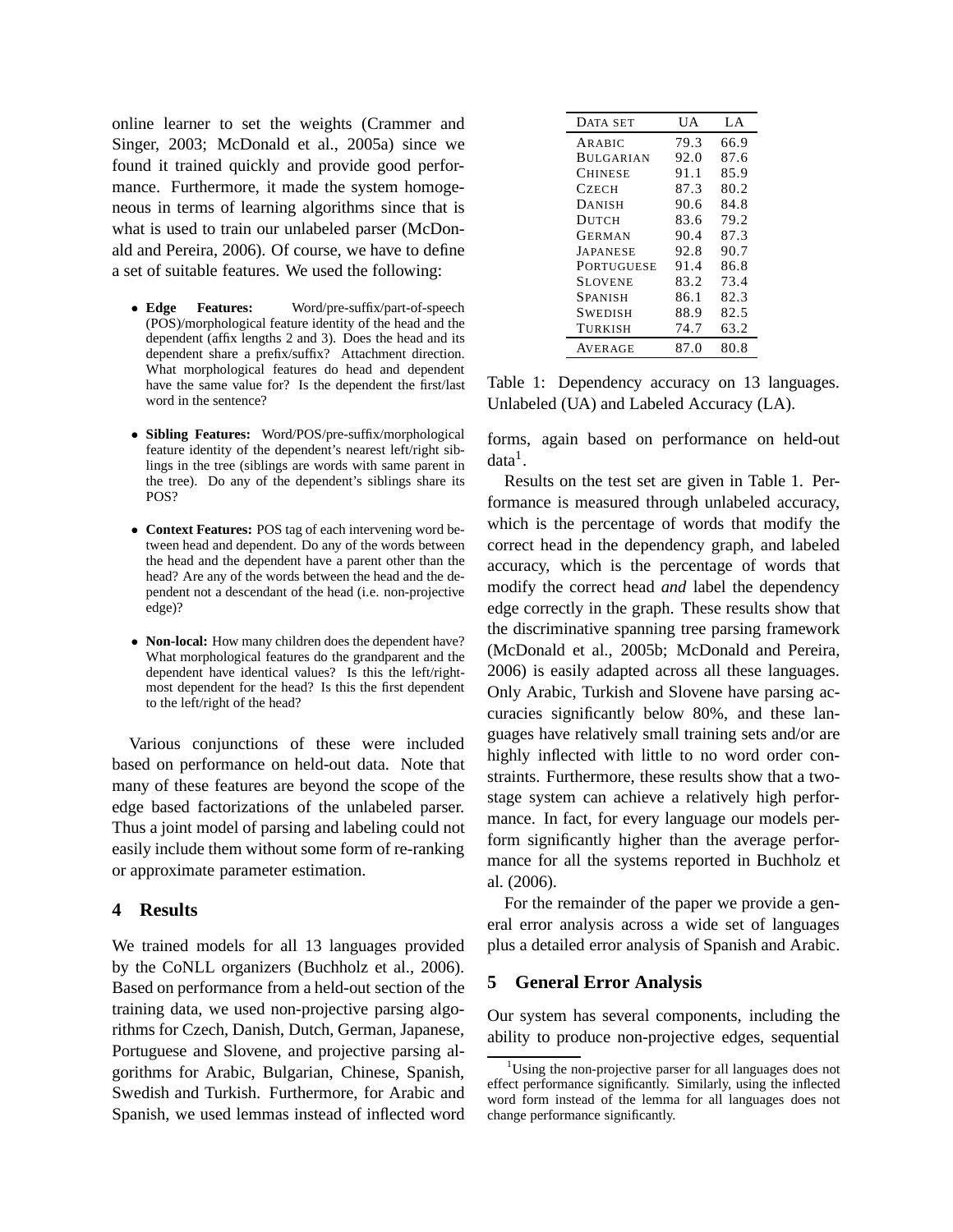online learner to set the weights (Crammer and Singer, 2003; McDonald et al., 2005a) since we found it trained quickly and provide good performance. Furthermore, it made the system homogeneous in terms of learning algorithms since that is what is used to train our unlabeled parser (McDonald and Pereira, 2006). Of course, we have to define a set of suitable features. We used the following:

- **Edge Features:** Word/pre-suffix/part-of-speech (POS)/morphological feature identity of the head and the dependent (affix lengths 2 and 3). Does the head and its dependent share a prefix/suffix? Attachment direction. What morphological features do head and dependent have the same value for? Is the dependent the first/last word in the sentence?

- **Sibling Features:** Word/POS/pre-suffix/morphological feature identity of the dependent's nearest left/right siblings in the tree (siblings are words with same parent in the tree). Do any of the dependent's siblings share its POS?

- **Context Features:** POS tag of each intervening word between head and dependent. Do any of the words between the head and the dependent have a parent other than the head? Are any of the words between the head and the dependent not a descendant of the head (i.e. non-projective edge)?

- **Non-local:** How many children does the dependent have? What morphological features do the grandparent and the dependent have identical values? Is this the left/rightmost dependent for the head? Is this the first dependent to the left/right of the head?

Various conjunctions of these were included based on performance on held-out data. Note that many of these features are beyond the scope of the edge based factorizations of the unlabeled parser. Thus a joint model of parsing and labeling could not easily include them without some form of re-ranking or approximate parameter estimation.

## 4 Results

We trained models for all 13 languages provided by the CoNLL organizers (Buchholz et al., 2006). Based on performance from a held-out section of the training data, we used non-projective parsing algorithms for Czech, Danish, Dutch, German, Japanese, Portuguese and Slovene, and projective parsing algorithms for Arabic, Bulgarian, Chinese, Spanish, Swedish and Turkish. Furthermore, for Arabic and Spanish, we used lemmas instead of inflected word forms, again based on performance on held-out data[1].

| DATA SET | UA | LA |
|---|---|---|
| ARABIC | 79.3 | 66.9 |
| BULGARIAN | 92.0 | 87.6 |
| CHINESE | 91.1 | 85.9 |
| CZECH | 87.3 | 80.2 |
| DANISH | 90.6 | 84.8 |
| DUTCH | 83.6 | 79.2 |
| GERMAN | 90.4 | 87.3 |
| JAPANESE | 92.8 | 90.7 |
| PORTUGUESE | 91.4 | 86.8 |
| SLOVENE | 83.2 | 73.4 |
| SPANISH | 86.1 | 82.3 |
| SWEDISH | 88.9 | 82.5 |
| TURKISH | 74.7 | 63.2 |
| AVERAGE | 87.0 | 80.8 |

Table 1: Dependency accuracy on 13 languages. Unlabeled (UA) and Labeled Accuracy (LA).

Results on the test set are given in Table 1. Performance is measured through unlabeled accuracy, which is the percentage of words that modify the correct head in the dependency graph, and labeled accuracy, which is the percentage of words that modify the correct head *and* label the dependency edge correctly in the graph. These results show that the discriminative spanning tree parsing framework (McDonald et al., 2005b; McDonald and Pereira, 2006) is easily adapted across all these languages. Only Arabic, Turkish and Slovene have parsing accuracies significantly below 80%, and these languages have relatively small training sets and/or are highly inflected with little to no word order constraints. Furthermore, these results show that a two-stage system can achieve a relatively high performance. In fact, for every language our models perform significantly higher than the average performance for all the systems reported in Buchholz et al. (2006).

For the remainder of the paper we provide a general error analysis across a wide set of languages plus a detailed error analysis of Spanish and Arabic.

## 5 General Error Analysis

Our system has several components, including the ability to produce non-projective edges, sequential

[1] Using the non-projective parser for all languages does not effect performance significantly. Similarly, using the inflected word form instead of the lemma for all languages does not change performance significantly.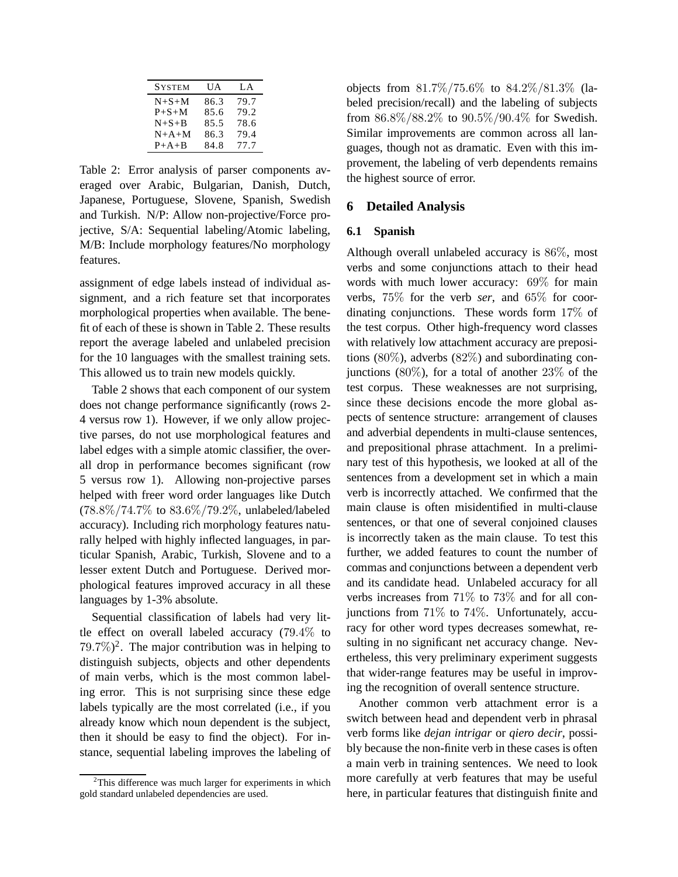| System | UA | LA |
|---|---|---|
| N+S+M | 86.3 | 79.7 |
| P+S+M | 85.6 | 79.2 |
| N+S+B | 85.5 | 78.6 |
| N+A+M | 86.3 | 79.4 |
| P+A+B | 84.8 | 77.7 |

Table 2: Error analysis of parser components averaged over Arabic, Bulgarian, Danish, Dutch, Japanese, Portuguese, Slovene, Spanish, Swedish and Turkish. N/P: Allow non-projective/Force projective, S/A: Sequential labeling/Atomic labeling, M/B: Include morphology features/No morphology features.

assignment of edge labels instead of individual assignment, and a rich feature set that incorporates morphological properties when available. The benefit of each of these is shown in Table 2. These results report the average labeled and unlabeled precision for the 10 languages with the smallest training sets. This allowed us to train new models quickly.

Table 2 shows that each component of our system does not change performance significantly (rows 2-4 versus row 1). However, if we only allow projective parses, do not use morphological features and label edges with a simple atomic classifier, the overall drop in performance becomes significant (row 5 versus row 1). Allowing non-projective parses helped with freer word order languages like Dutch ($78.8\%/74.7\%$ to $83.6\%/79.2\%$, unlabeled/labeled accuracy). Including rich morphology features naturally helped with highly inflected languages, in particular Spanish, Arabic, Turkish, Slovene and to a lesser extent Dutch and Portuguese. Derived morphological features improved accuracy in all these languages by 1-3% absolute.

Sequential classification of labels had very little effect on overall labeled accuracy ($79.4\%$ to $79.7\%$)[2]. The major contribution was in helping to distinguish subjects, objects and other dependents of main verbs, which is the most common labeling error. This is not surprising since these edge labels typically are the most correlated (i.e., if you already know which noun dependent is the subject, then it should be easy to find the object). For instance, sequential labeling improves the labeling of objects from $81.7\%/75.6\%$ to $84.2\%/81.3\%$ (labeled precision/recall) and the labeling of subjects from $86.8\%/88.2\%$ to $90.5\%/90.4\%$ for Swedish. Similar improvements are common across all languages, though not as dramatic. Even with this improvement, the labeling of verb dependents remains the highest source of error.

[2] This difference was much larger for experiments in which gold standard unlabeled dependencies are used.

## 6 Detailed Analysis

### 6.1 Spanish

Although overall unlabeled accuracy is $86\%$, most verbs and some conjunctions attach to their head words with much lower accuracy: $69\%$ for main verbs, $75\%$ for the verb *ser*, and $65\%$ for coordinating conjunctions. These words form $17\%$ of the test corpus. Other high-frequency word classes with relatively low attachment accuracy are prepositions ($80\%$), adverbs ($82\%$) and subordinating conjunctions ($80\%$), for a total of another $23\%$ of the test corpus. These weaknesses are not surprising, since these decisions encode the more global aspects of sentence structure: arrangement of clauses and adverbial dependents in multi-clause sentences, and prepositional phrase attachment. In a preliminary test of this hypothesis, we looked at all of the sentences from a development set in which a main verb is incorrectly attached. We confirmed that the main clause is often misidentified in multi-clause sentences, or that one of several conjoined clauses is incorrectly taken as the main clause. To test this further, we added features to count the number of commas and conjunctions between a dependent verb and its candidate head. Unlabeled accuracy for all verbs increases from $71\%$ to $73\%$ and for all conjunctions from $71\%$ to $74\%$. Unfortunately, accuracy for other word types decreases somewhat, resulting in no significant net accuracy change. Nevertheless, this very preliminary experiment suggests that wider-range features may be useful in improving the recognition of overall sentence structure.

Another common verb attachment error is a switch between head and dependent verb in phrasal verb forms like *dejan intrigar* or *qiero decir*, possibly because the non-finite verb in these cases is often a main verb in training sentences. We need to look more carefully at verb features that may be useful here, in particular features that distinguish finite and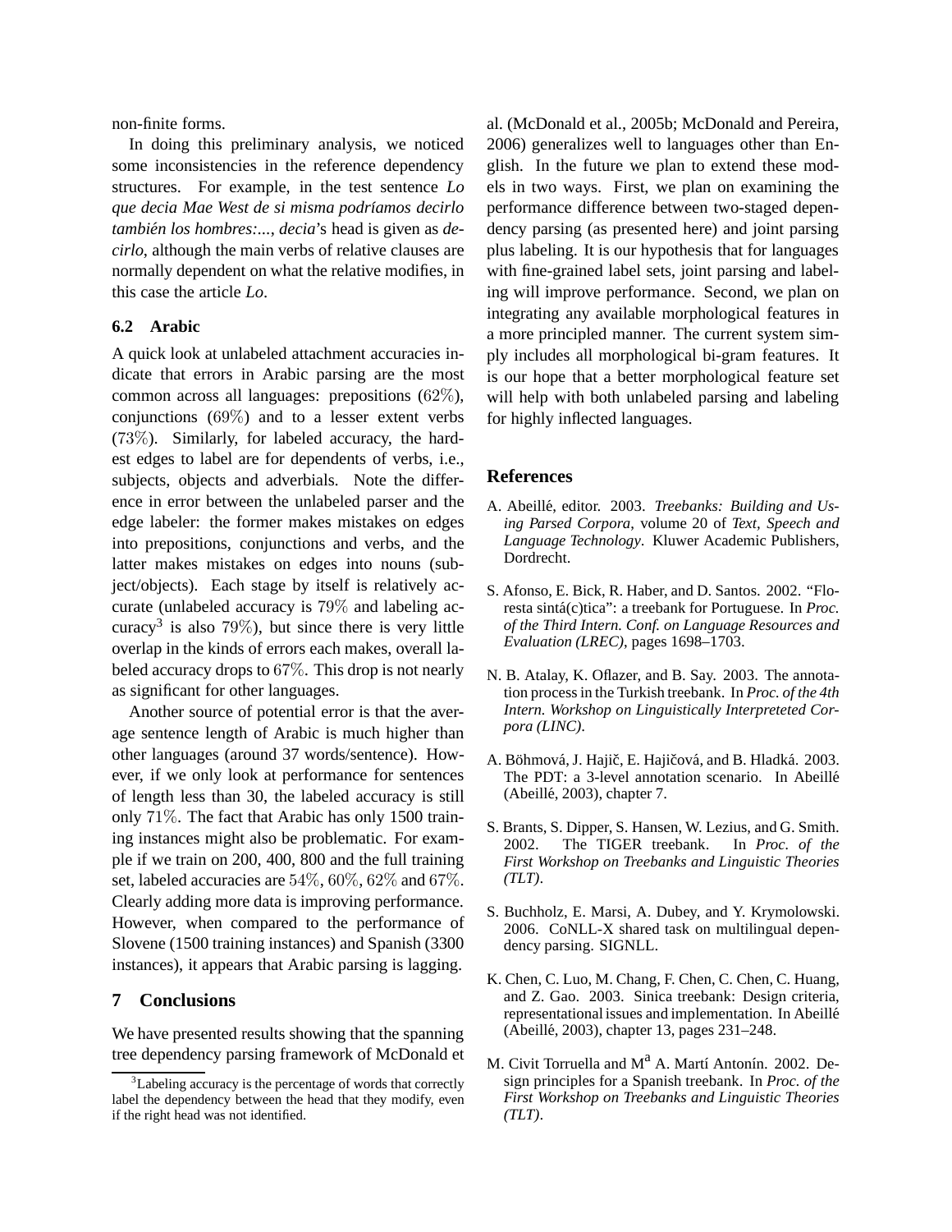non-finite forms.

In doing this preliminary analysis, we noticed some inconsistencies in the reference dependency structures. For example, in the test sentence *Lo que decia Mae West de si misma podríamos decirlo también los hombres:...*, *decia*'s head is given as *decirlo*, although the main verbs of relative clauses are normally dependent on what the relative modifies, in this case the article *Lo*.

### 6.2 Arabic

A quick look at unlabeled attachment accuracies indicate that errors in Arabic parsing are the most common across all languages: prepositions (62%), conjunctions (69%) and to a lesser extent verbs (73%). Similarly, for labeled accuracy, the hardest edges to label are for dependents of verbs, i.e., subjects, objects and adverbials. Note the difference in error between the unlabeled parser and the edge labeler: the former makes mistakes on edges into prepositions, conjunctions and verbs, and the latter makes mistakes on edges into nouns (subject/objects). Each stage by itself is relatively accurate (unlabeled accuracy is 79% and labeling accuracy[3] is also 79%), but since there is very little overlap in the kinds of errors each makes, overall labeled accuracy drops to 67%. This drop is not nearly as significant for other languages.

Another source of potential error is that the average sentence length of Arabic is much higher than other languages (around 37 words/sentence). However, if we only look at performance for sentences of length less than 30, the labeled accuracy is still only 71%. The fact that Arabic has only 1500 training instances might also be problematic. For example if we train on 200, 400, 800 and the full training set, labeled accuracies are 54%, 60%, 62% and 67%. Clearly adding more data is improving performance. However, when compared to the performance of Slovene (1500 training instances) and Spanish (3300 instances), it appears that Arabic parsing is lagging.

## 7 Conclusions

We have presented results showing that the spanning tree dependency parsing framework of McDonald et al. (McDonald et al., 2005b; McDonald and Pereira, 2006) generalizes well to languages other than English. In the future we plan to extend these models in two ways. First, we plan on examining the performance difference between two-staged dependency parsing (as presented here) and joint parsing plus labeling. It is our hypothesis that for languages with fine-grained label sets, joint parsing and labeling will improve performance. Second, we plan on integrating any available morphological features in a more principled manner. The current system simply includes all morphological bi-gram features. It is our hope that a better morphological feature set will help with both unlabeled parsing and labeling for highly inflected languages.

[3] Labeling accuracy is the percentage of words that correctly label the dependency between the head that they modify, even if the right head was not identified.

## References

A. Abeillé, editor. 2003. *Treebanks: Building and Using Parsed Corpora*, volume 20 of *Text, Speech and Language Technology*. Kluwer Academic Publishers, Dordrecht.

S. Afonso, E. Bick, R. Haber, and D. Santos. 2002. "Floresta sintá(c)tica": a treebank for Portuguese. In *Proc. of the Third Intern. Conf. on Language Resources and Evaluation (LREC)*, pages 1698–1703.

N. B. Atalay, K. Oflazer, and B. Say. 2003. The annotation process in the Turkish treebank. In *Proc. of the 4th Intern. Workshop on Linguistically Interpreteted Corpora (LINC)*.

A. Böhmová, J. Hajič, E. Hajičová, and B. Hladká. 2003. The PDT: a 3-level annotation scenario. In Abeillé (Abeillé, 2003), chapter 7.

S. Brants, S. Dipper, S. Hansen, W. Lezius, and G. Smith. 2002. The TIGER treebank. In *Proc. of the First Workshop on Treebanks and Linguistic Theories (TLT)*.

S. Buchholz, E. Marsi, A. Dubey, and Y. Krymolowski. 2006. CoNLL-X shared task on multilingual dependency parsing. SIGNLL.

K. Chen, C. Luo, M. Chang, F. Chen, C. Chen, C. Huang, and Z. Gao. 2003. Sinica treebank: Design criteria, representational issues and implementation. In Abeillé (Abeillé, 2003), chapter 13, pages 231–248.

M. Civit Torruella and Mª A. Martí Antonín. 2002. Design principles for a Spanish treebank. In *Proc. of the First Workshop on Treebanks and Linguistic Theories (TLT)*.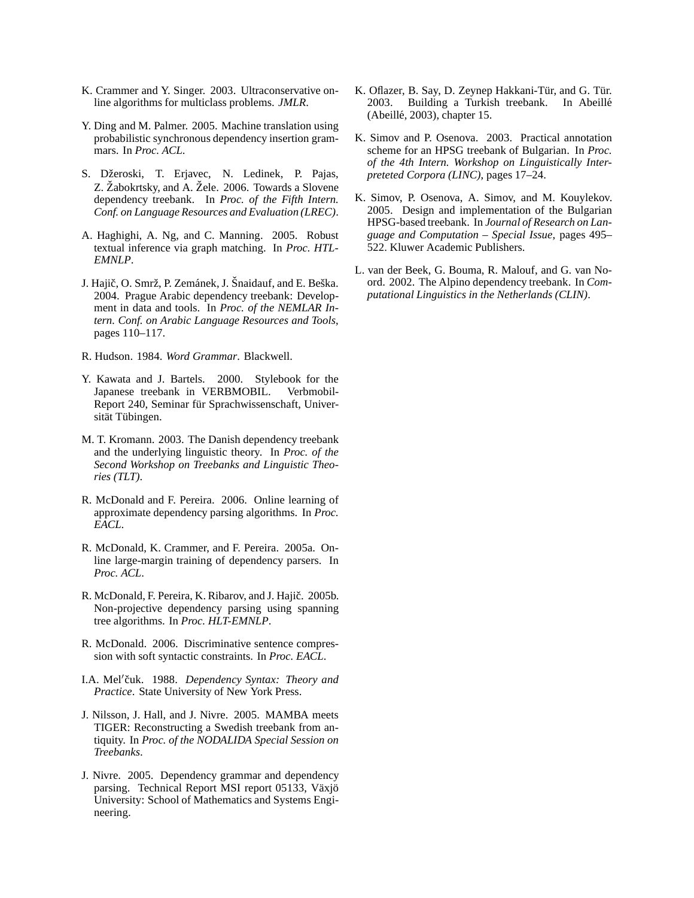K. Crammer and Y. Singer. 2003. Ultraconservative online algorithms for multiclass problems. *JMLR*.

Y. Ding and M. Palmer. 2005. Machine translation using probabilistic synchronous dependency insertion grammars. In *Proc. ACL*.

S. Džeroski, T. Erjavec, N. Ledinek, P. Pajas, Z. Žabokrtsky, and A. Žele. 2006. Towards a Slovene dependency treebank. In *Proc. of the Fifth Intern. Conf. on Language Resources and Evaluation (LREC)*.

A. Haghighi, A. Ng, and C. Manning. 2005. Robust textual inference via graph matching. In *Proc. HTL-EMNLP*.

J. Hajič, O. Smrž, P. Zemánek, J. Šnaidauf, and E. Beška. 2004. Prague Arabic dependency treebank: Development in data and tools. In *Proc. of the NEMLAR Intern. Conf. on Arabic Language Resources and Tools*, pages 110–117.

R. Hudson. 1984. *Word Grammar*. Blackwell.

Y. Kawata and J. Bartels. 2000. Stylebook for the Japanese treebank in VERBMOBIL. Verbmobil-Report 240, Seminar für Sprachwissenschaft, Universität Tübingen.

M. T. Kromann. 2003. The Danish dependency treebank and the underlying linguistic theory. In *Proc. of the Second Workshop on Treebanks and Linguistic Theories (TLT)*.

R. McDonald and F. Pereira. 2006. Online learning of approximate dependency parsing algorithms. In *Proc. EACL*.

R. McDonald, K. Crammer, and F. Pereira. 2005a. Online large-margin training of dependency parsers. In *Proc. ACL*.

R. McDonald, F. Pereira, K. Ribarov, and J. Hajič. 2005b. Non-projective dependency parsing using spanning tree algorithms. In *Proc. HLT-EMNLP*.

R. McDonald. 2006. Discriminative sentence compression with soft syntactic constraints. In *Proc. EACL*.

I.A. Mel′čuk. 1988. *Dependency Syntax: Theory and Practice*. State University of New York Press.

J. Nilsson, J. Hall, and J. Nivre. 2005. MAMBA meets TIGER: Reconstructing a Swedish treebank from antiquity. In *Proc. of the NODALIDA Special Session on Treebanks*.

J. Nivre. 2005. Dependency grammar and dependency parsing. Technical Report MSI report 05133, Växjö University: School of Mathematics and Systems Engineering.

K. Oflazer, B. Say, D. Zeynep Hakkani-Tür, and G. Tür. 2003. Building a Turkish treebank. In Abeillé (Abeillé, 2003), chapter 15.

K. Simov and P. Osenova. 2003. Practical annotation scheme for an HPSG treebank of Bulgarian. In *Proc. of the 4th Intern. Workshop on Linguistically Interpreteted Corpora (LINC)*, pages 17–24.

K. Simov, P. Osenova, A. Simov, and M. Kouylekov. 2005. Design and implementation of the Bulgarian HPSG-based treebank. In *Journal of Research on Language and Computation – Special Issue*, pages 495–522. Kluwer Academic Publishers.

L. van der Beek, G. Bouma, R. Malouf, and G. van Noord. 2002. The Alpino dependency treebank. In *Computational Linguistics in the Netherlands (CLIN)*.